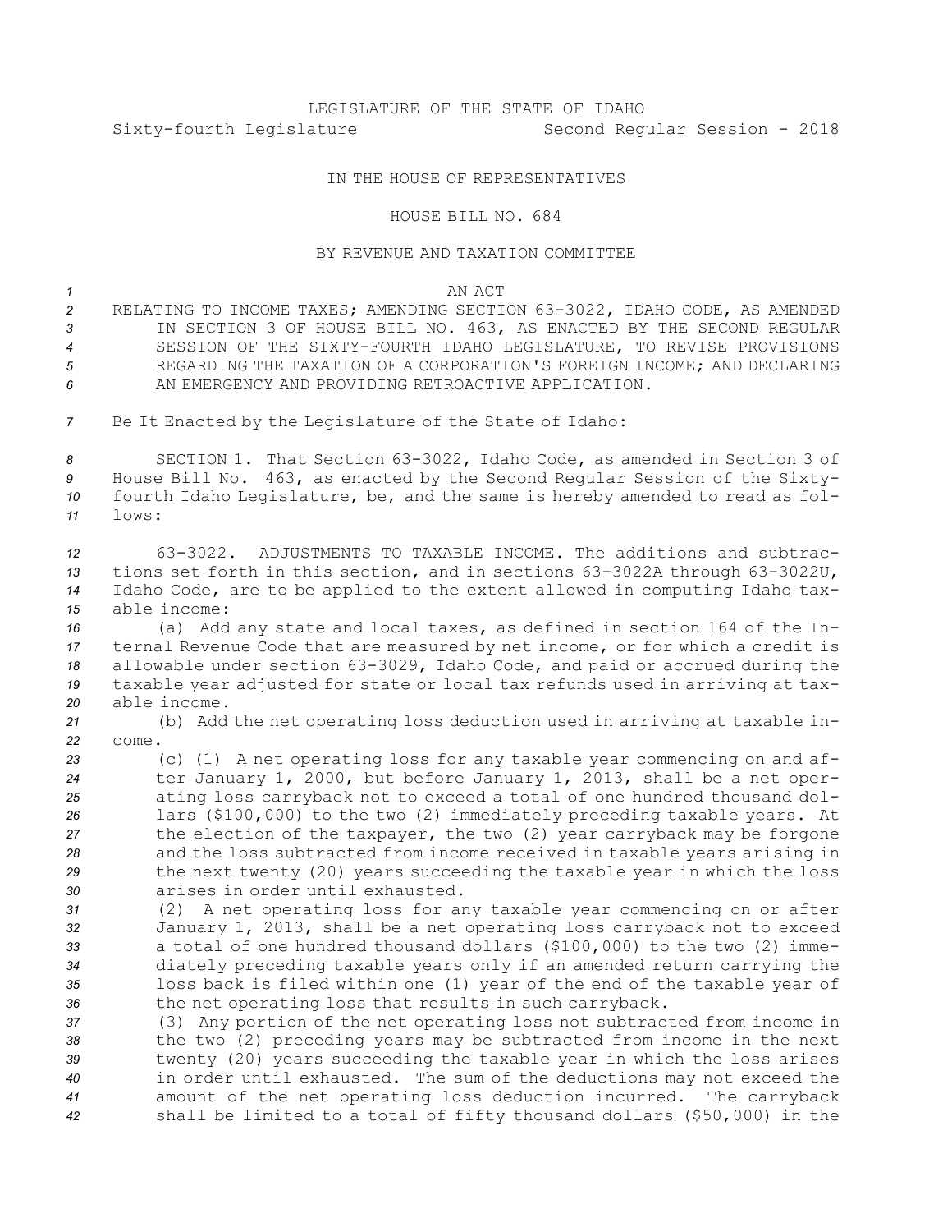LEGISLATURE OF THE STATE OF IDAHO
Sixty-fourth Legislature Second Regular Session - 2018

IN THE HOUSE OF REPRESENTATIVES

HOUSE BILL NO. 684

BY REVENUE AND TAXATION COMMITTEE

AN ACT

RELATING TO INCOME TAXES; AMENDING SECTION 63-3022, IDAHO CODE, AS AMENDED IN SECTION 3 OF HOUSE BILL NO. 463, AS ENACTED BY THE SECOND REGULAR SESSION OF THE SIXTY-FOURTH IDAHO LEGISLATURE, TO REVISE PROVISIONS REGARDING THE TAXATION OF A CORPORATION'S FOREIGN INCOME; AND DECLARING AN EMERGENCY AND PROVIDING RETROACTIVE APPLICATION.

Be It Enacted by the Legislature of the State of Idaho:

SECTION 1. That Section 63-3022, Idaho Code, as amended in Section 3 of House Bill No. 463, as enacted by the Second Regular Session of the Sixty-fourth Idaho Legislature, be, and the same is hereby amended to read as follows:

63-3022. ADJUSTMENTS TO TAXABLE INCOME. The additions and subtractions set forth in this section, and in sections 63-3022A through 63-3022U, Idaho Code, are to be applied to the extent allowed in computing Idaho taxable income:

(a) Add any state and local taxes, as defined in section 164 of the Internal Revenue Code that are measured by net income, or for which a credit is allowable under section 63-3029, Idaho Code, and paid or accrued during the taxable year adjusted for state or local tax refunds used in arriving at taxable income.

(b) Add the net operating loss deduction used in arriving at taxable income.

(c) (1) A net operating loss for any taxable year commencing on and after January 1, 2000, but before January 1, 2013, shall be a net operating loss carryback not to exceed a total of one hundred thousand dollars ($100,000) to the two (2) immediately preceding taxable years. At the election of the taxpayer, the two (2) year carryback may be forgone and the loss subtracted from income received in taxable years arising in the next twenty (20) years succeeding the taxable year in which the loss arises in order until exhausted.

(2) A net operating loss for any taxable year commencing on or after January 1, 2013, shall be a net operating loss carryback not to exceed a total of one hundred thousand dollars ($100,000) to the two (2) immediately preceding taxable years only if an amended return carrying the loss back is filed within one (1) year of the end of the taxable year of the net operating loss that results in such carryback.

(3) Any portion of the net operating loss not subtracted from income in the two (2) preceding years may be subtracted from income in the next twenty (20) years succeeding the taxable year in which the loss arises in order until exhausted. The sum of the deductions may not exceed the amount of the net operating loss deduction incurred. The carryback shall be limited to a total of fifty thousand dollars ($50,000) in the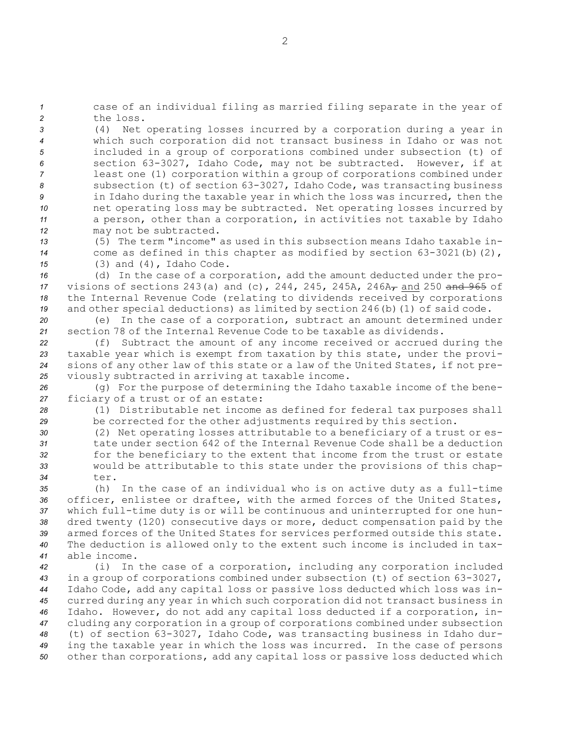case of an individual filing as married filing separate in the year of the loss.

(4) Net operating losses incurred by a corporation during a year in which such corporation did not transact business in Idaho or was not included in a group of corporations combined under subsection (t) of section 63-3027, Idaho Code, may not be subtracted. However, if at least one (1) corporation within a group of corporations combined under subsection (t) of section 63-3027, Idaho Code, was transacting business in Idaho during the taxable year in which the loss was incurred, then the net operating loss may be subtracted. Net operating losses incurred by a person, other than a corporation, in activities not taxable by Idaho may not be subtracted.

(5) The term "income" as used in this subsection means Idaho taxable income as defined in this chapter as modified by section 63-3021(b)(2), (3) and (4), Idaho Code.

(d) In the case of a corporation, add the amount deducted under the provisions of sections 243(a) and (c), 244, 245, 245A, 246A~~,~~ and 250 ~~and 965~~ of the Internal Revenue Code (relating to dividends received by corporations and other special deductions) as limited by section 246(b)(1) of said code.

(e) In the case of a corporation, subtract an amount determined under section 78 of the Internal Revenue Code to be taxable as dividends.

(f) Subtract the amount of any income received or accrued during the taxable year which is exempt from taxation by this state, under the provisions of any other law of this state or a law of the United States, if not previously subtracted in arriving at taxable income.

(g) For the purpose of determining the Idaho taxable income of the beneficiary of a trust or of an estate:

(1) Distributable net income as defined for federal tax purposes shall be corrected for the other adjustments required by this section.

(2) Net operating losses attributable to a beneficiary of a trust or estate under section 642 of the Internal Revenue Code shall be a deduction for the beneficiary to the extent that income from the trust or estate would be attributable to this state under the provisions of this chapter.

(h) In the case of an individual who is on active duty as a full-time officer, enlistee or draftee, with the armed forces of the United States, which full-time duty is or will be continuous and uninterrupted for one hundred twenty (120) consecutive days or more, deduct compensation paid by the armed forces of the United States for services performed outside this state. The deduction is allowed only to the extent such income is included in taxable income.

(i) In the case of a corporation, including any corporation included in a group of corporations combined under subsection (t) of section 63-3027, Idaho Code, add any capital loss or passive loss deducted which loss was incurred during any year in which such corporation did not transact business in Idaho. However, do not add any capital loss deducted if a corporation, including any corporation in a group of corporations combined under subsection (t) of section 63-3027, Idaho Code, was transacting business in Idaho during the taxable year in which the loss was incurred. In the case of persons other than corporations, add any capital loss or passive loss deducted which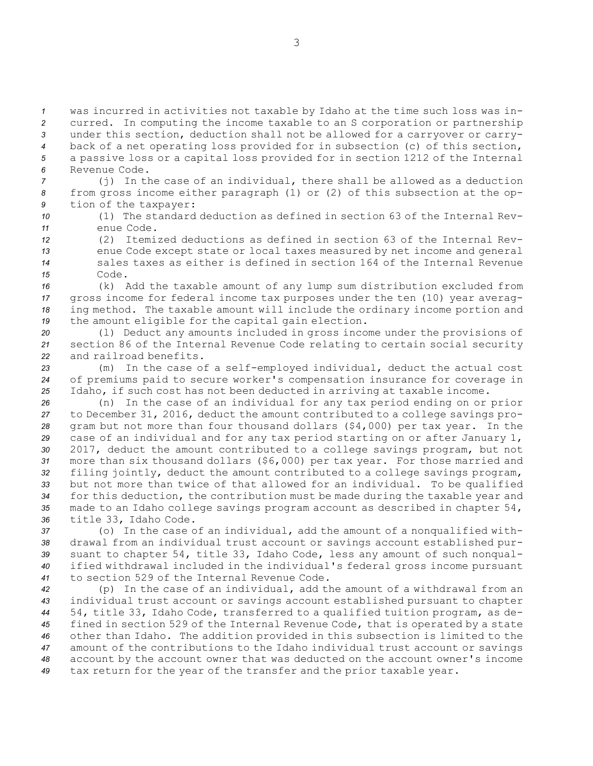was incurred in activities not taxable by Idaho at the time such loss was incurred. In computing the income taxable to an S corporation or partnership under this section, deduction shall not be allowed for a carryover or carryback of a net operating loss provided for in subsection (c) of this section, a passive loss or a capital loss provided for in section 1212 of the Internal Revenue Code.

(j) In the case of an individual, there shall be allowed as a deduction from gross income either paragraph (1) or (2) of this subsection at the option of the taxpayer:

(1) The standard deduction as defined in section 63 of the Internal Revenue Code.

(2) Itemized deductions as defined in section 63 of the Internal Revenue Code except state or local taxes measured by net income and general sales taxes as either is defined in section 164 of the Internal Revenue Code.

(k) Add the taxable amount of any lump sum distribution excluded from gross income for federal income tax purposes under the ten (10) year averaging method. The taxable amount will include the ordinary income portion and the amount eligible for the capital gain election.

(l) Deduct any amounts included in gross income under the provisions of section 86 of the Internal Revenue Code relating to certain social security and railroad benefits.

(m) In the case of a self-employed individual, deduct the actual cost of premiums paid to secure worker's compensation insurance for coverage in Idaho, if such cost has not been deducted in arriving at taxable income.

(n) In the case of an individual for any tax period ending on or prior to December 31, 2016, deduct the amount contributed to a college savings program but not more than four thousand dollars ($4,000) per tax year. In the case of an individual and for any tax period starting on or after January 1, 2017, deduct the amount contributed to a college savings program, but not more than six thousand dollars ($6,000) per tax year. For those married and filing jointly, deduct the amount contributed to a college savings program, but not more than twice of that allowed for an individual. To be qualified for this deduction, the contribution must be made during the taxable year and made to an Idaho college savings program account as described in chapter 54, title 33, Idaho Code.

(o) In the case of an individual, add the amount of a nonqualified withdrawal from an individual trust account or savings account established pursuant to chapter 54, title 33, Idaho Code, less any amount of such nonqualified withdrawal included in the individual's federal gross income pursuant to section 529 of the Internal Revenue Code.

(p) In the case of an individual, add the amount of a withdrawal from an individual trust account or savings account established pursuant to chapter 54, title 33, Idaho Code, transferred to a qualified tuition program, as defined in section 529 of the Internal Revenue Code, that is operated by a state other than Idaho. The addition provided in this subsection is limited to the amount of the contributions to the Idaho individual trust account or savings account by the account owner that was deducted on the account owner's income tax return for the year of the transfer and the prior taxable year.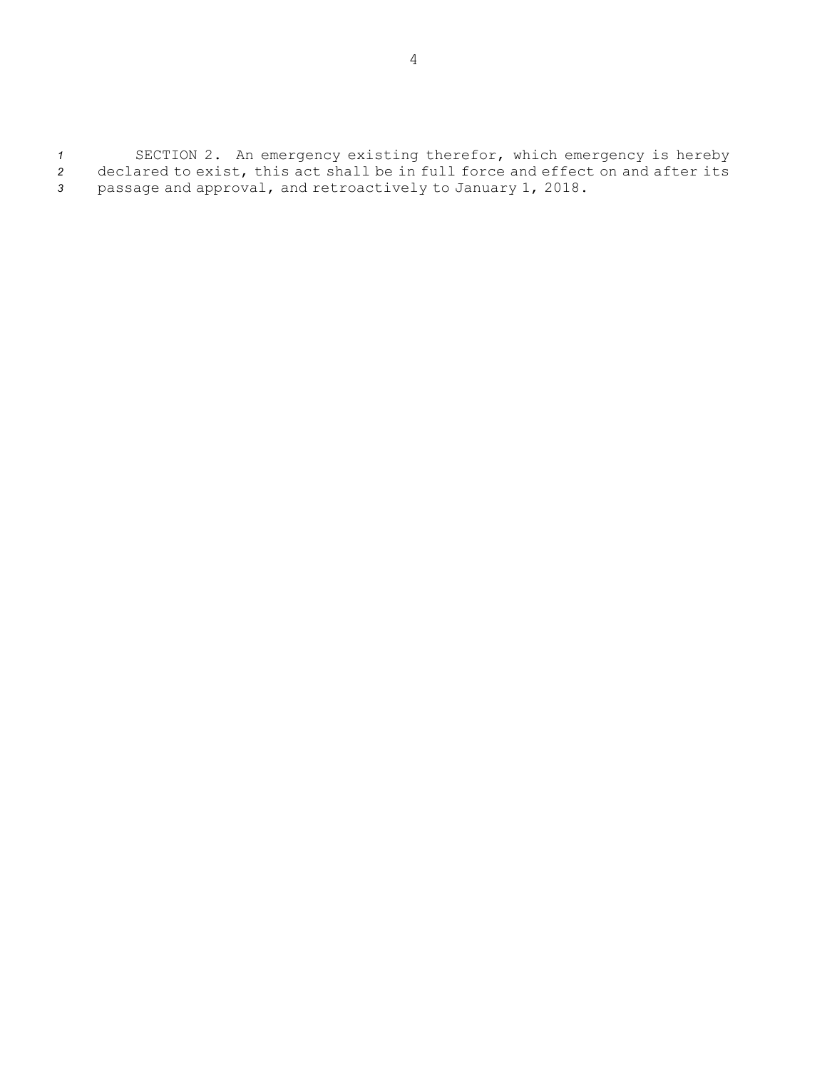SECTION 2. An emergency existing therefor, which emergency is hereby declared to exist, this act shall be in full force and effect on and after its passage and approval, and retroactively to January 1, 2018.